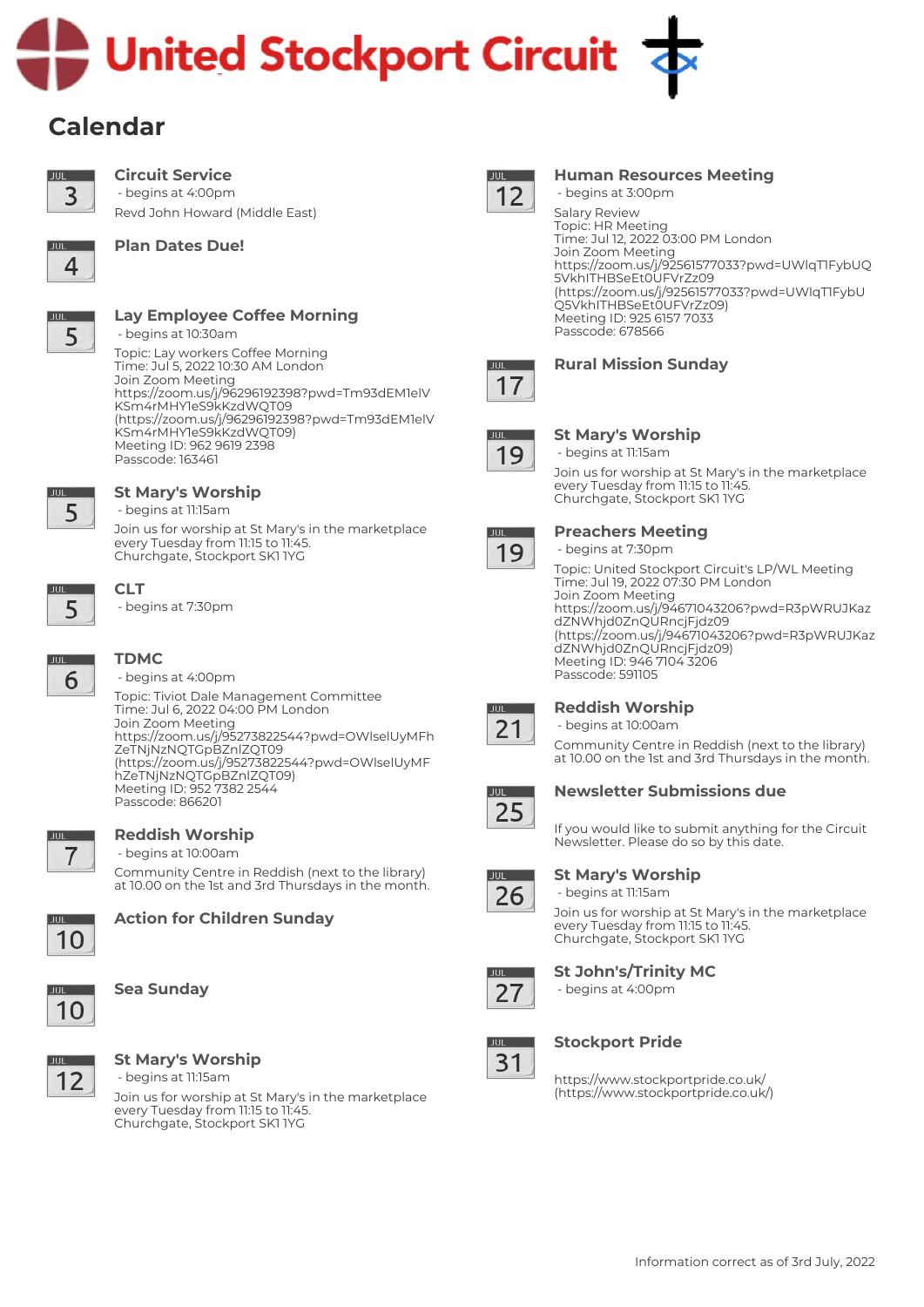# United Stockport Circuit

## Calendar

**JUL 3**

### Circuit Service

- begins at 4:00pm

Revd John Howard (Middle East)

**JUL 4**

### Plan Dates Due!

**JUL 5**

### Lay Employee Coffee Morning

- begins at 10:30am

Topic: Lay workers Coffee Morning
Time: Jul 5, 2022 10:30 AM London
Join Zoom Meeting
https://zoom.us/j/96296192398?pwd=Tm93dEMIelVKSm4rMHY1eS9kKzdWQT09
(https://zoom.us/j/96296192398?pwd=Tm93dEMIelVKSm4rMHY1eS9kKzdWQT09)
Meeting ID: 962 9619 2398
Passcode: 163461

**JUL 5**

### St Mary's Worship

- begins at 11:15am

Join us for worship at St Mary's in the marketplace every Tuesday from 11:15 to 11:45.
Churchgate, Stockport SK1 1YG

**JUL 5**

### CLT

- begins at 7:30pm

**JUL 6**

### TDMC

- begins at 4:00pm

Topic: Tiviot Dale Management Committee
Time: Jul 6, 2022 04:00 PM London
Join Zoom Meeting
https://zoom.us/j/95273822544?pwd=OWlselUyMFhZeTNjNzNQTGpBZnlZQT09
(https://zoom.us/j/95273822544?pwd=OWlselUyMFhZeTNjNzNQTGpBZnlZQT09)
Meeting ID: 952 7382 2544
Passcode: 866201

**JUL 7**

### Reddish Worship

- begins at 10:00am

Community Centre in Reddish (next to the library) at 10.00 on the 1st and 3rd Thursdays in the month.

**JUL 10**

### Action for Children Sunday

**JUL 10**

### Sea Sunday

**JUL 12**

### St Mary's Worship

- begins at 11:15am

Join us for worship at St Mary's in the marketplace every Tuesday from 11:15 to 11:45.
Churchgate, Stockport SK1 1YG

**JUL 12**

### Human Resources Meeting

- begins at 3:00pm

Salary Review
Topic: HR Meeting
Time: Jul 12, 2022 03:00 PM London
Join Zoom Meeting
https://zoom.us/j/92561577033?pwd=UWlqT1FybUQ5VkhlTHBSeEt0UFVrZz09
(https://zoom.us/j/92561577033?pwd=UWlqT1FybUQ5VkhlTHBSeEt0UFVrZz09)
Meeting ID: 925 6157 7033
Passcode: 678566

**JUL 17**

### Rural Mission Sunday

**JUL 19**

### St Mary's Worship

- begins at 11:15am

Join us for worship at St Mary's in the marketplace every Tuesday from 11:15 to 11:45.
Churchgate, Stockport SK1 1YG

**JUL 19**

### Preachers Meeting

- begins at 7:30pm

Topic: United Stockport Circuit's LP/WL Meeting
Time: Jul 19, 2022 07:30 PM London
Join Zoom Meeting
https://zoom.us/j/94671043206?pwd=R3pWRUJKazdZNWhjd0ZnQURncjFjdz09
(https://zoom.us/j/94671043206?pwd=R3pWRUJKazdZNWhjd0ZnQURncjFjdz09)
Meeting ID: 946 7104 3206
Passcode: 591105

**JUL 21**

### Reddish Worship

- begins at 10:00am

Community Centre in Reddish (next to the library) at 10.00 on the 1st and 3rd Thursdays in the month.

**JUL 25**

### Newsletter Submissions due

If you would like to submit anything for the Circuit Newsletter. Please do so by this date.

**JUL 26**

### St Mary's Worship

- begins at 11:15am

Join us for worship at St Mary's in the marketplace every Tuesday from 11:15 to 11:45.
Churchgate, Stockport SK1 1YG

**JUL 27**

### St John's/Trinity MC

- begins at 4:00pm

**JUL 31**

### Stockport Pride

https://www.stockportpride.co.uk/
(https://www.stockportpride.co.uk/)

Information correct as of 3rd July, 2022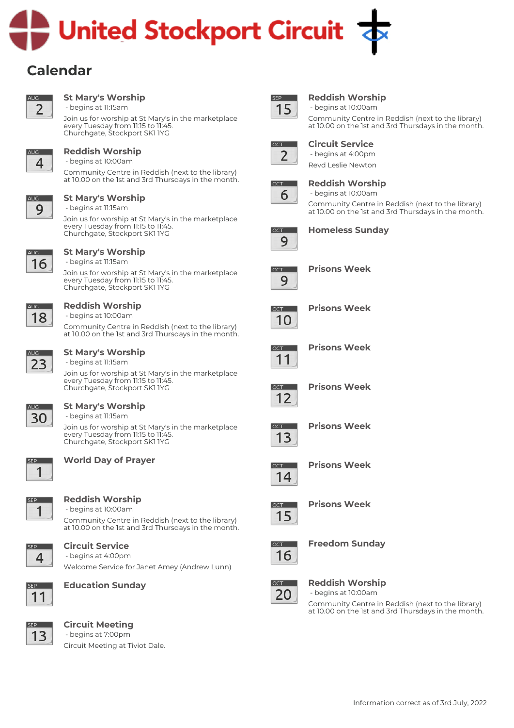# United Stockport Circuit

## Calendar

**AUG 2**
### St Mary's Worship
- begins at 11:15am

Join us for worship at St Mary's in the marketplace every Tuesday from 11:15 to 11:45. Churchgate, Stockport SK1 1YG

**AUG 4**
### Reddish Worship
- begins at 10:00am

Community Centre in Reddish (next to the library) at 10.00 on the 1st and 3rd Thursdays in the month.

**AUG 9**
### St Mary's Worship
- begins at 11:15am

Join us for worship at St Mary's in the marketplace every Tuesday from 11:15 to 11:45. Churchgate, Stockport SK1 1YG

**AUG 16**
### St Mary's Worship
- begins at 11:15am

Join us for worship at St Mary's in the marketplace every Tuesday from 11:15 to 11:45. Churchgate, Stockport SK1 1YG

**AUG 18**
### Reddish Worship
- begins at 10:00am

Community Centre in Reddish (next to the library) at 10.00 on the 1st and 3rd Thursdays in the month.

**AUG 23**
### St Mary's Worship
- begins at 11:15am

Join us for worship at St Mary's in the marketplace every Tuesday from 11:15 to 11:45. Churchgate, Stockport SK1 1YG

**AUG 30**
### St Mary's Worship
- begins at 11:15am

Join us for worship at St Mary's in the marketplace every Tuesday from 11:15 to 11:45. Churchgate, Stockport SK1 1YG

**SEP 1**
### World Day of Prayer

**SEP 1**
### Reddish Worship
- begins at 10:00am

Community Centre in Reddish (next to the library) at 10.00 on the 1st and 3rd Thursdays in the month.

**SEP 4**
### Circuit Service
- begins at 4:00pm

Welcome Service for Janet Amey (Andrew Lunn)

**SEP 11**
### Education Sunday

**SEP 13**
### Circuit Meeting
- begins at 7:00pm

Circuit Meeting at Tiviot Dale.

**SEP 15**
### Reddish Worship
- begins at 10:00am

Community Centre in Reddish (next to the library) at 10.00 on the 1st and 3rd Thursdays in the month.

**OCT 2**
### Circuit Service
- begins at 4:00pm

Revd Leslie Newton

**OCT 6**
### Reddish Worship
- begins at 10:00am

Community Centre in Reddish (next to the library) at 10.00 on the 1st and 3rd Thursdays in the month.

**OCT 9**
### Homeless Sunday

**OCT 9**
### Prisons Week

**OCT 10**
### Prisons Week

**OCT 11**
### Prisons Week

**OCT 12**
### Prisons Week

**OCT 13**
### Prisons Week

**OCT 14**
### Prisons Week

**OCT 15**
### Prisons Week

**OCT 16**
### Freedom Sunday

**OCT 20**
### Reddish Worship
- begins at 10:00am

Community Centre in Reddish (next to the library) at 10.00 on the 1st and 3rd Thursdays in the month.

Information correct as of 3rd July, 2022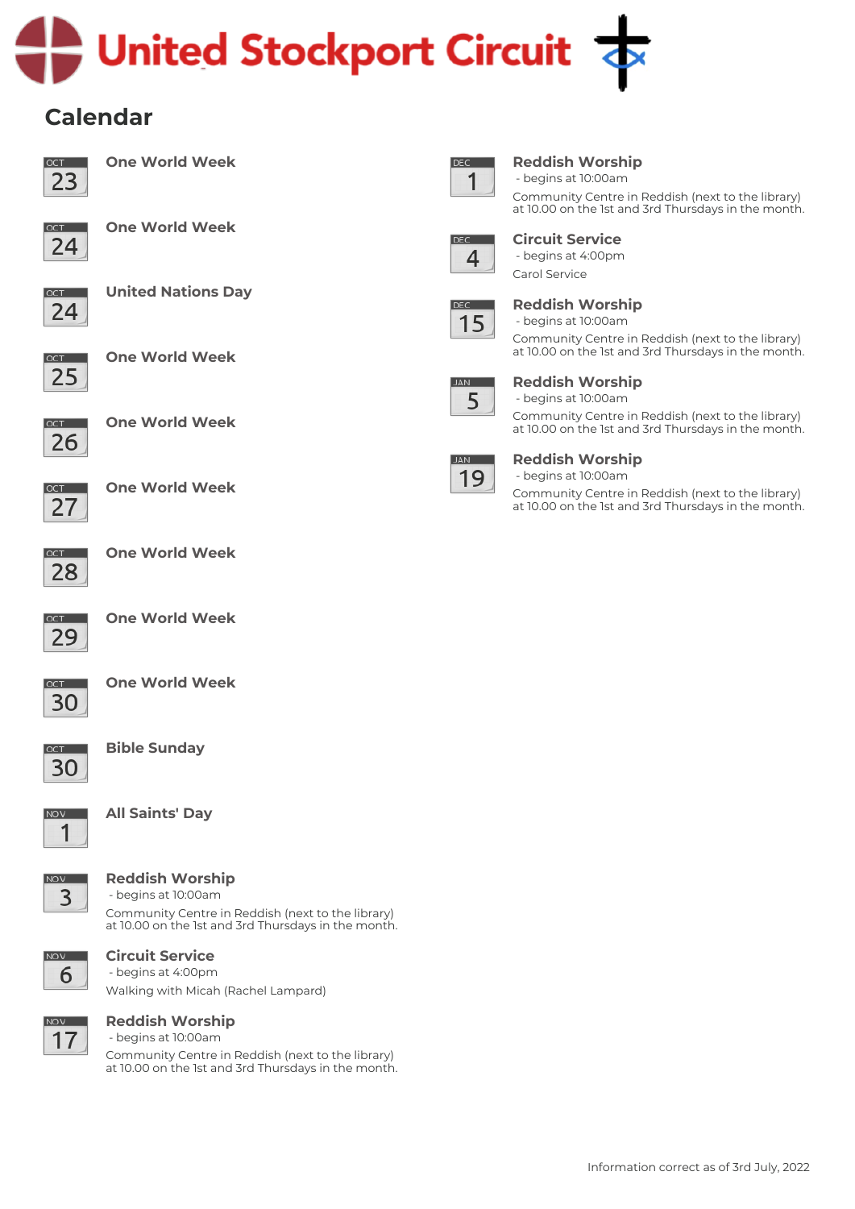# United Stockport Circuit

## Calendar

OCT 23 — **One World Week**

OCT 24 — **One World Week**

OCT 24 — **United Nations Day**

OCT 25 — **One World Week**

OCT 26 — **One World Week**

OCT 27 — **One World Week**

OCT 28 — **One World Week**

OCT 29 — **One World Week**

OCT 30 — **One World Week**

OCT 30 — **Bible Sunday**

NOV 1 — **All Saints' Day**

NOV 3 — **Reddish Worship**
- begins at 10:00am

Community Centre in Reddish (next to the library) at 10.00 on the 1st and 3rd Thursdays in the month.

NOV 6 — **Circuit Service**
- begins at 4:00pm

Walking with Micah (Rachel Lampard)

NOV 17 — **Reddish Worship**
- begins at 10:00am

Community Centre in Reddish (next to the library) at 10.00 on the 1st and 3rd Thursdays in the month.

DEC 1 — **Reddish Worship**
- begins at 10:00am

Community Centre in Reddish (next to the library) at 10.00 on the 1st and 3rd Thursdays in the month.

DEC 4 — **Circuit Service**
- begins at 4:00pm

Carol Service

DEC 15 — **Reddish Worship**
- begins at 10:00am

Community Centre in Reddish (next to the library) at 10.00 on the 1st and 3rd Thursdays in the month.

JAN 5 — **Reddish Worship**
- begins at 10:00am

Community Centre in Reddish (next to the library) at 10.00 on the 1st and 3rd Thursdays in the month.

JAN 19 — **Reddish Worship**
- begins at 10:00am

Community Centre in Reddish (next to the library) at 10.00 on the 1st and 3rd Thursdays in the month.

Information correct as of 3rd July, 2022